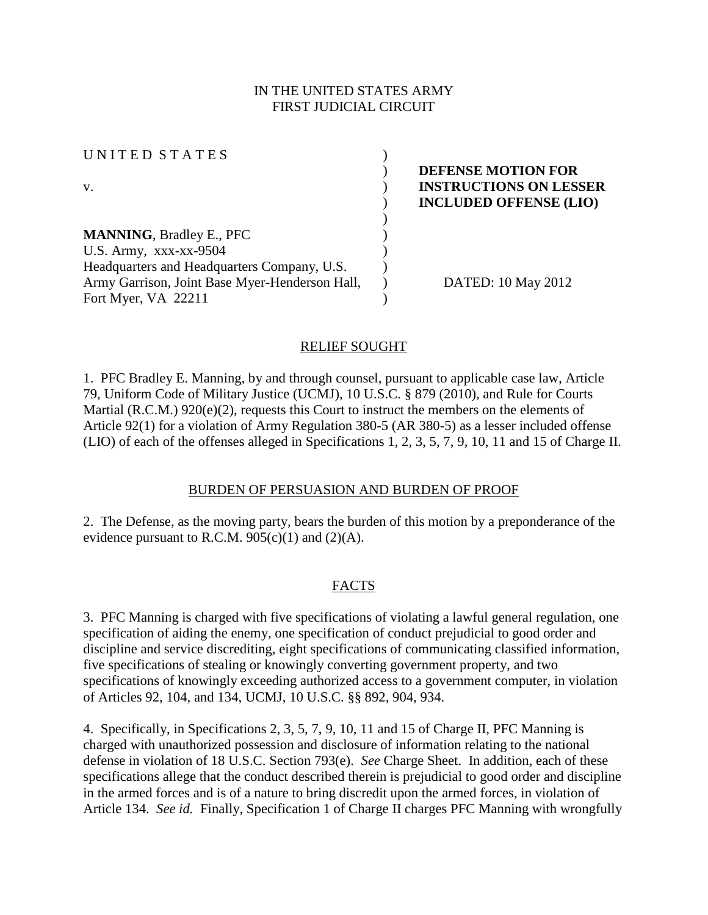IN THE UNITED STATES ARMY
FIRST JUDICIAL CIRCUIT

| | |
|---|---|
| UNITED STATES | **DEFENSE MOTION FOR INSTRUCTIONS ON LESSER INCLUDED OFFENSE (LIO)** |
| v. | |
| **MANNING**, Bradley E., PFC<br>U.S. Army, xxx-xx-9504<br>Headquarters and Headquarters Company, U.S. Army Garrison, Joint Base Myer-Henderson Hall, Fort Myer, VA 22211 | DATED: 10 May 2012 |

## RELIEF SOUGHT

1. PFC Bradley E. Manning, by and through counsel, pursuant to applicable case law, Article 79, Uniform Code of Military Justice (UCMJ), 10 U.S.C. § 879 (2010), and Rule for Courts Martial (R.C.M.) 920(e)(2), requests this Court to instruct the members on the elements of Article 92(1) for a violation of Army Regulation 380-5 (AR 380-5) as a lesser included offense (LIO) of each of the offenses alleged in Specifications 1, 2, 3, 5, 7, 9, 10, 11 and 15 of Charge II.

## BURDEN OF PERSUASION AND BURDEN OF PROOF

2. The Defense, as the moving party, bears the burden of this motion by a preponderance of the evidence pursuant to R.C.M. 905(c)(1) and (2)(A).

## FACTS

3. PFC Manning is charged with five specifications of violating a lawful general regulation, one specification of aiding the enemy, one specification of conduct prejudicial to good order and discipline and service discrediting, eight specifications of communicating classified information, five specifications of stealing or knowingly converting government property, and two specifications of knowingly exceeding authorized access to a government computer, in violation of Articles 92, 104, and 134, UCMJ, 10 U.S.C. §§ 892, 904, 934.

4. Specifically, in Specifications 2, 3, 5, 7, 9, 10, 11 and 15 of Charge II, PFC Manning is charged with unauthorized possession and disclosure of information relating to the national defense in violation of 18 U.S.C. Section 793(e). *See* Charge Sheet. In addition, each of these specifications allege that the conduct described therein is prejudicial to good order and discipline in the armed forces and is of a nature to bring discredit upon the armed forces, in violation of Article 134. *See id.* Finally, Specification 1 of Charge II charges PFC Manning with wrongfully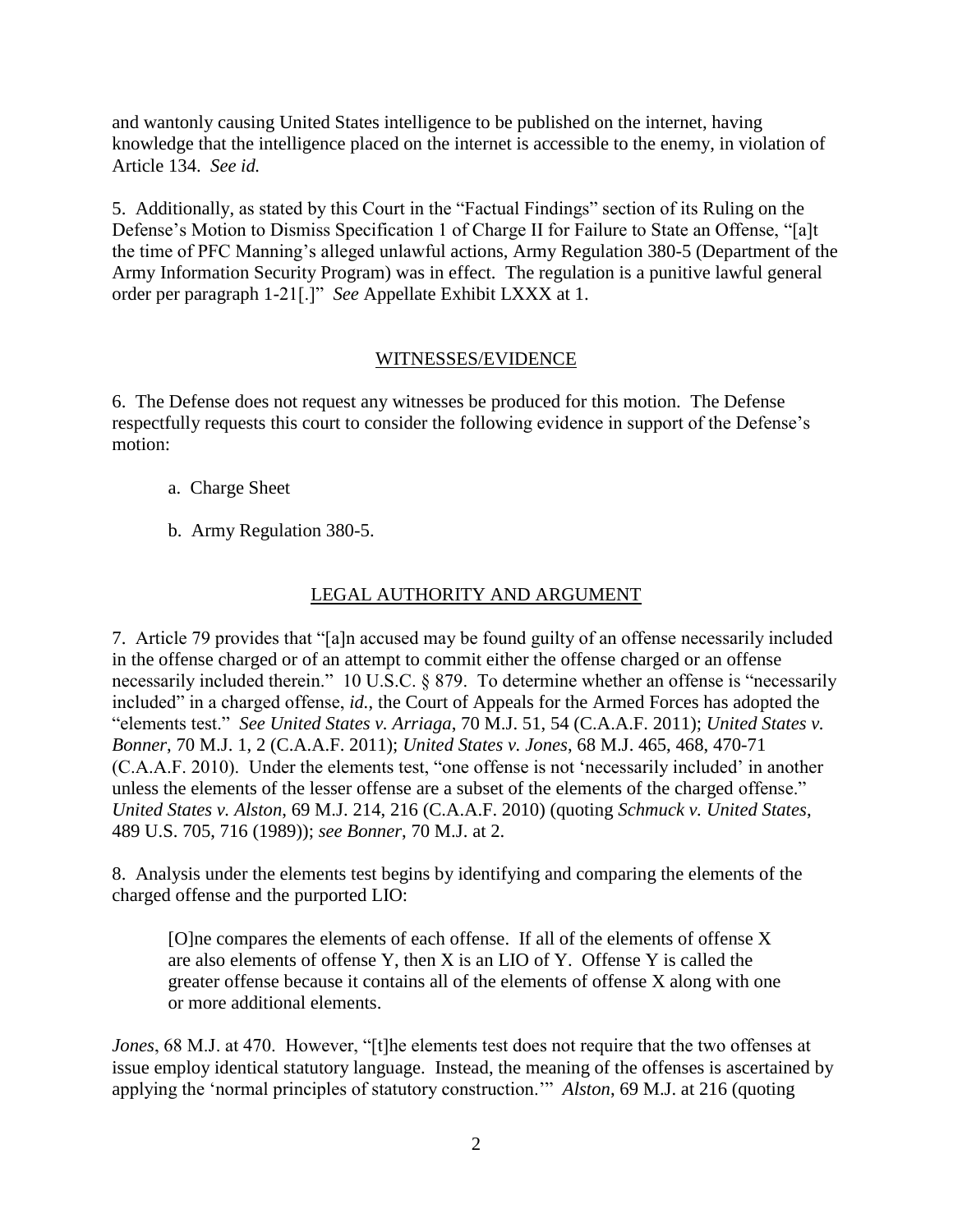and wantonly causing United States intelligence to be published on the internet, having knowledge that the intelligence placed on the internet is accessible to the enemy, in violation of Article 134. *See id.*

5. Additionally, as stated by this Court in the "Factual Findings" section of its Ruling on the Defense's Motion to Dismiss Specification 1 of Charge II for Failure to State an Offense, "[a]t the time of PFC Manning's alleged unlawful actions, Army Regulation 380-5 (Department of the Army Information Security Program) was in effect. The regulation is a punitive lawful general order per paragraph 1-21[.]" *See* Appellate Exhibit LXXX at 1.

## WITNESSES/EVIDENCE

6. The Defense does not request any witnesses be produced for this motion. The Defense respectfully requests this court to consider the following evidence in support of the Defense's motion:

a. Charge Sheet

b. Army Regulation 380-5.

## LEGAL AUTHORITY AND ARGUMENT

7. Article 79 provides that "[a]n accused may be found guilty of an offense necessarily included in the offense charged or of an attempt to commit either the offense charged or an offense necessarily included therein." 10 U.S.C. § 879. To determine whether an offense is "necessarily included" in a charged offense, *id.*, the Court of Appeals for the Armed Forces has adopted the "elements test." *See United States v. Arriaga*, 70 M.J. 51, 54 (C.A.A.F. 2011); *United States v. Bonner*, 70 M.J. 1, 2 (C.A.A.F. 2011); *United States v. Jones*, 68 M.J. 465, 468, 470-71 (C.A.A.F. 2010). Under the elements test, "one offense is not 'necessarily included' in another unless the elements of the lesser offense are a subset of the elements of the charged offense." *United States v. Alston*, 69 M.J. 214, 216 (C.A.A.F. 2010) (quoting *Schmuck v. United States*, 489 U.S. 705, 716 (1989)); *see Bonner*, 70 M.J. at 2.

8. Analysis under the elements test begins by identifying and comparing the elements of the charged offense and the purported LIO:

> [O]ne compares the elements of each offense. If all of the elements of offense X are also elements of offense Y, then X is an LIO of Y. Offense Y is called the greater offense because it contains all of the elements of offense X along with one or more additional elements.

*Jones*, 68 M.J. at 470. However, "[t]he elements test does not require that the two offenses at issue employ identical statutory language. Instead, the meaning of the offenses is ascertained by applying the 'normal principles of statutory construction.'" *Alston*, 69 M.J. at 216 (quoting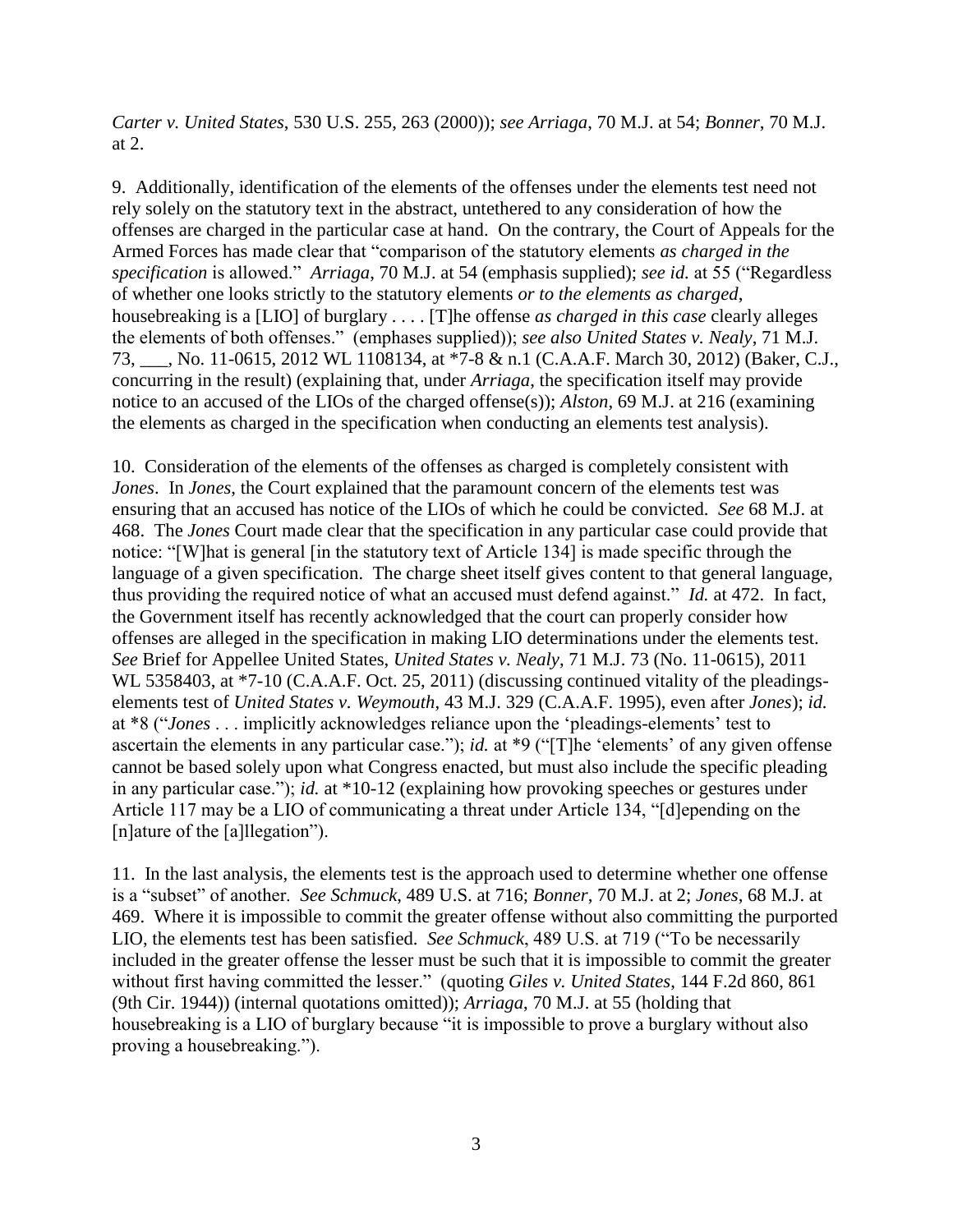*Carter v. United States*, 530 U.S. 255, 263 (2000)); *see Arriaga*, 70 M.J. at 54; *Bonner*, 70 M.J. at 2.

9. Additionally, identification of the elements of the offenses under the elements test need not rely solely on the statutory text in the abstract, untethered to any consideration of how the offenses are charged in the particular case at hand. On the contrary, the Court of Appeals for the Armed Forces has made clear that "comparison of the statutory elements *as charged in the specification* is allowed." *Arriaga*, 70 M.J. at 54 (emphasis supplied); *see id.* at 55 ("Regardless of whether one looks strictly to the statutory elements *or to the elements as charged*, housebreaking is a [LIO] of burglary . . . . [T]he offense *as charged in this case* clearly alleges the elements of both offenses." (emphases supplied)); *see also United States v. Nealy*, 71 M.J. 73, ___, No. 11-0615, 2012 WL 1108134, at *7-8 & n.1 (C.A.A.F. March 30, 2012) (Baker, C.J., concurring in the result) (explaining that, under *Arriaga*, the specification itself may provide notice to an accused of the LIOs of the charged offense(s)); *Alston*, 69 M.J. at 216 (examining the elements as charged in the specification when conducting an elements test analysis).

10. Consideration of the elements of the offenses as charged is completely consistent with *Jones*. In *Jones*, the Court explained that the paramount concern of the elements test was ensuring that an accused has notice of the LIOs of which he could be convicted. *See* 68 M.J. at 468. The *Jones* Court made clear that the specification in any particular case could provide that notice: "[W]hat is general [in the statutory text of Article 134] is made specific through the language of a given specification. The charge sheet itself gives content to that general language, thus providing the required notice of what an accused must defend against." *Id.* at 472. In fact, the Government itself has recently acknowledged that the court can properly consider how offenses are alleged in the specification in making LIO determinations under the elements test. *See* Brief for Appellee United States, *United States v. Nealy*, 71 M.J. 73 (No. 11-0615), 2011 WL 5358403, at *7-10 (C.A.A.F. Oct. 25, 2011) (discussing continued vitality of the pleadings-elements test of *United States v. Weymouth*, 43 M.J. 329 (C.A.A.F. 1995), even after *Jones*); *id.* at *8 ("*Jones* . . . implicitly acknowledges reliance upon the 'pleadings-elements' test to ascertain the elements in any particular case."); *id.* at *9 ("[T]he 'elements' of any given offense cannot be based solely upon what Congress enacted, but must also include the specific pleading in any particular case."); *id.* at *10-12 (explaining how provoking speeches or gestures under Article 117 may be a LIO of communicating a threat under Article 134, "[d]epending on the [n]ature of the [a]llegation").

11. In the last analysis, the elements test is the approach used to determine whether one offense is a "subset" of another. *See Schmuck*, 489 U.S. at 716; *Bonner*, 70 M.J. at 2; *Jones*, 68 M.J. at 469. Where it is impossible to commit the greater offense without also committing the purported LIO, the elements test has been satisfied. *See Schmuck*, 489 U.S. at 719 ("To be necessarily included in the greater offense the lesser must be such that it is impossible to commit the greater without first having committed the lesser." (quoting *Giles v. United States*, 144 F.2d 860, 861 (9th Cir. 1944)) (internal quotations omitted)); *Arriaga*, 70 M.J. at 55 (holding that housebreaking is a LIO of burglary because "it is impossible to prove a burglary without also proving a housebreaking.").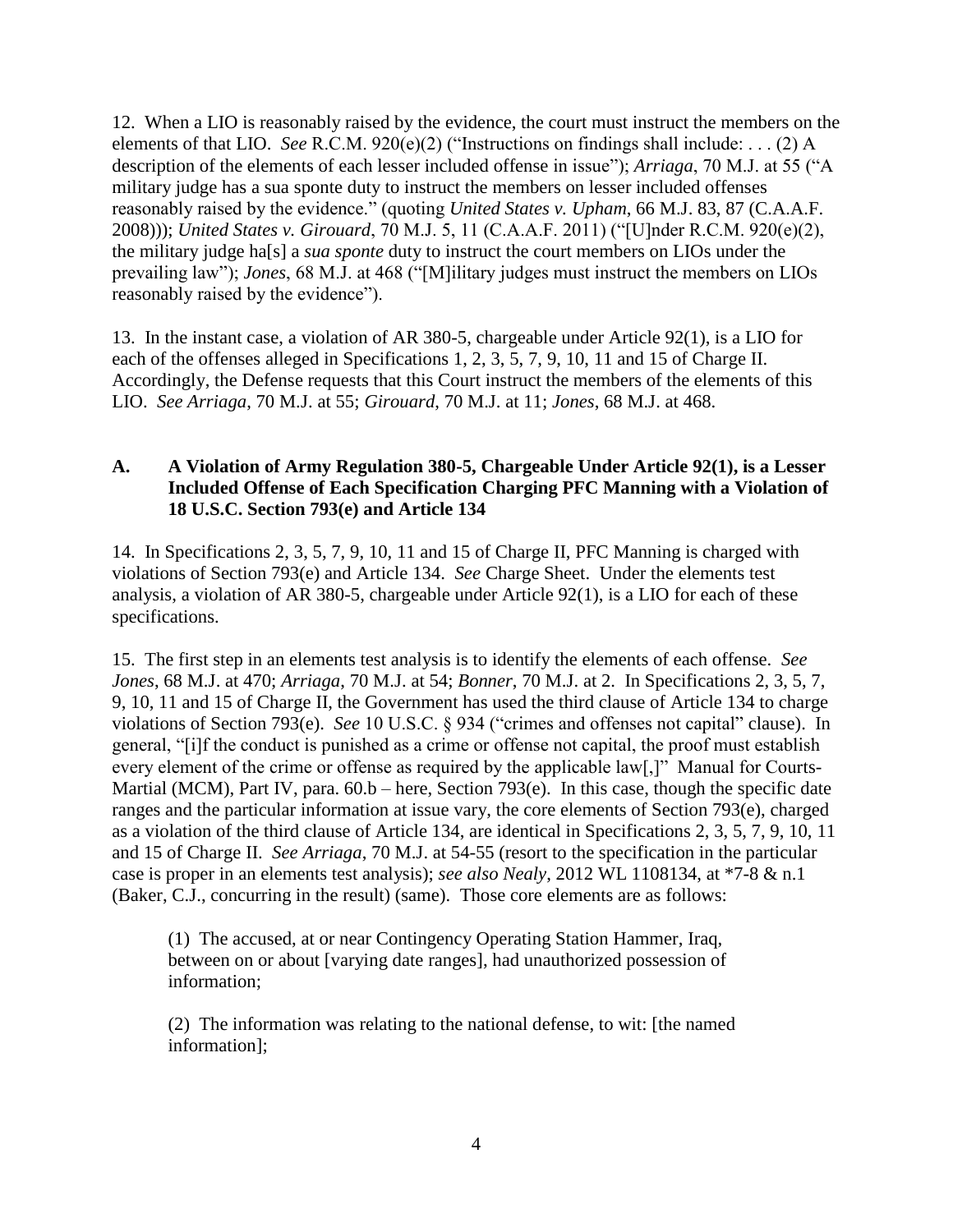12. When a LIO is reasonably raised by the evidence, the court must instruct the members on the elements of that LIO. *See* R.C.M. 920(e)(2) ("Instructions on findings shall include: . . . (2) A description of the elements of each lesser included offense in issue"); *Arriaga*, 70 M.J. at 55 ("A military judge has a sua sponte duty to instruct the members on lesser included offenses reasonably raised by the evidence." (quoting *United States v. Upham*, 66 M.J. 83, 87 (C.A.A.F. 2008))); *United States v. Girouard*, 70 M.J. 5, 11 (C.A.A.F. 2011) ("[U]nder R.C.M. 920(e)(2), the military judge ha[s] a *sua sponte* duty to instruct the court members on LIOs under the prevailing law"); *Jones*, 68 M.J. at 468 ("[M]ilitary judges must instruct the members on LIOs reasonably raised by the evidence").

13. In the instant case, a violation of AR 380-5, chargeable under Article 92(1), is a LIO for each of the offenses alleged in Specifications 1, 2, 3, 5, 7, 9, 10, 11 and 15 of Charge II. Accordingly, the Defense requests that this Court instruct the members of the elements of this LIO. *See Arriaga*, 70 M.J. at 55; *Girouard*, 70 M.J. at 11; *Jones*, 68 M.J. at 468.

### A. A Violation of Army Regulation 380-5, Chargeable Under Article 92(1), is a Lesser Included Offense of Each Specification Charging PFC Manning with a Violation of 18 U.S.C. Section 793(e) and Article 134

14. In Specifications 2, 3, 5, 7, 9, 10, 11 and 15 of Charge II, PFC Manning is charged with violations of Section 793(e) and Article 134. *See* Charge Sheet. Under the elements test analysis, a violation of AR 380-5, chargeable under Article 92(1), is a LIO for each of these specifications.

15. The first step in an elements test analysis is to identify the elements of each offense. *See Jones*, 68 M.J. at 470; *Arriaga*, 70 M.J. at 54; *Bonner*, 70 M.J. at 2. In Specifications 2, 3, 5, 7, 9, 10, 11 and 15 of Charge II, the Government has used the third clause of Article 134 to charge violations of Section 793(e). *See* 10 U.S.C. § 934 ("crimes and offenses not capital" clause). In general, "[i]f the conduct is punished as a crime or offense not capital, the proof must establish every element of the crime or offense as required by the applicable law[,]" Manual for Courts-Martial (MCM), Part IV, para. 60.b – here, Section 793(e). In this case, though the specific date ranges and the particular information at issue vary, the core elements of Section 793(e), charged as a violation of the third clause of Article 134, are identical in Specifications 2, 3, 5, 7, 9, 10, 11 and 15 of Charge II. *See Arriaga*, 70 M.J. at 54-55 (resort to the specification in the particular case is proper in an elements test analysis); *see also Nealy*, 2012 WL 1108134, at *7-8 & n.1 (Baker, C.J., concurring in the result) (same). Those core elements are as follows:

> (1) The accused, at or near Contingency Operating Station Hammer, Iraq, between on or about [varying date ranges], had unauthorized possession of information;
>
> (2) The information was relating to the national defense, to wit: [the named information];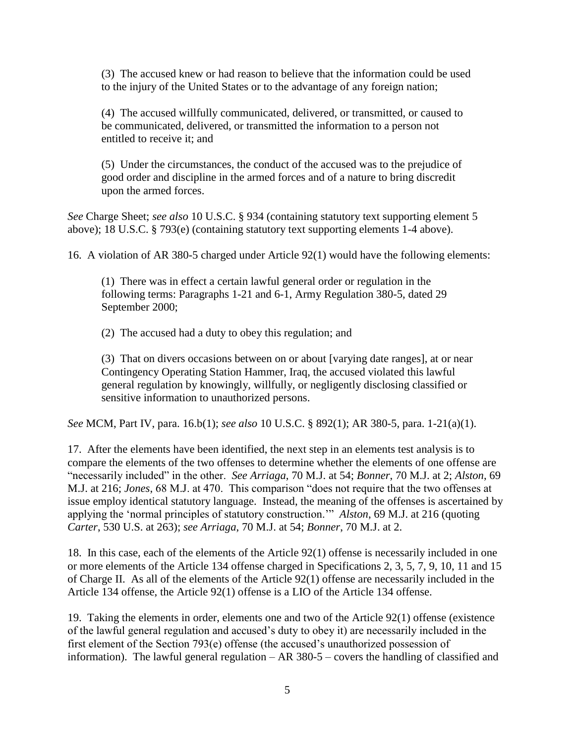> (3) The accused knew or had reason to believe that the information could be used to the injury of the United States or to the advantage of any foreign nation;
>
> (4) The accused willfully communicated, delivered, or transmitted, or caused to be communicated, delivered, or transmitted the information to a person not entitled to receive it; and
>
> (5) Under the circumstances, the conduct of the accused was to the prejudice of good order and discipline in the armed forces and of a nature to bring discredit upon the armed forces.

*See* Charge Sheet; *see also* 10 U.S.C. § 934 (containing statutory text supporting element 5 above); 18 U.S.C. § 793(e) (containing statutory text supporting elements 1-4 above).

16. A violation of AR 380-5 charged under Article 92(1) would have the following elements:

> (1) There was in effect a certain lawful general order or regulation in the following terms: Paragraphs 1-21 and 6-1, Army Regulation 380-5, dated 29 September 2000;
>
> (2) The accused had a duty to obey this regulation; and
>
> (3) That on divers occasions between on or about [varying date ranges], at or near Contingency Operating Station Hammer, Iraq, the accused violated this lawful general regulation by knowingly, willfully, or negligently disclosing classified or sensitive information to unauthorized persons.

*See* MCM, Part IV, para. 16.b(1); *see also* 10 U.S.C. § 892(1); AR 380-5, para. 1-21(a)(1).

17. After the elements have been identified, the next step in an elements test analysis is to compare the elements of the two offenses to determine whether the elements of one offense are "necessarily included" in the other. *See Arriaga*, 70 M.J. at 54; *Bonner*, 70 M.J. at 2; *Alston*, 69 M.J. at 216; *Jones*, 68 M.J. at 470. This comparison "does not require that the two offenses at issue employ identical statutory language. Instead, the meaning of the offenses is ascertained by applying the 'normal principles of statutory construction.'" *Alston*, 69 M.J. at 216 (quoting *Carter*, 530 U.S. at 263); *see Arriaga*, 70 M.J. at 54; *Bonner*, 70 M.J. at 2.

18. In this case, each of the elements of the Article 92(1) offense is necessarily included in one or more elements of the Article 134 offense charged in Specifications 2, 3, 5, 7, 9, 10, 11 and 15 of Charge II. As all of the elements of the Article 92(1) offense are necessarily included in the Article 134 offense, the Article 92(1) offense is a LIO of the Article 134 offense.

19. Taking the elements in order, elements one and two of the Article 92(1) offense (existence of the lawful general regulation and accused's duty to obey it) are necessarily included in the first element of the Section 793(e) offense (the accused's unauthorized possession of information). The lawful general regulation – AR 380-5 – covers the handling of classified and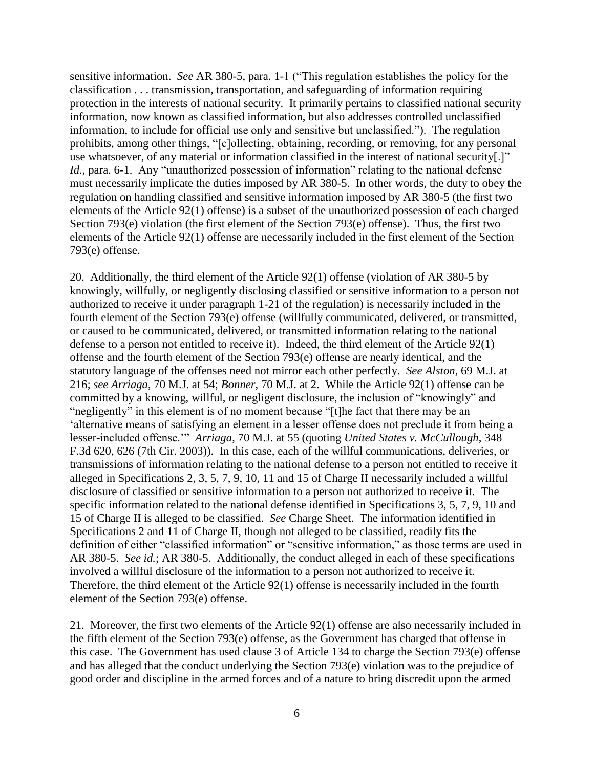sensitive information. *See* AR 380-5, para. 1-1 ("This regulation establishes the policy for the classification . . . transmission, transportation, and safeguarding of information requiring protection in the interests of national security. It primarily pertains to classified national security information, now known as classified information, but also addresses controlled unclassified information, to include for official use only and sensitive but unclassified."). The regulation prohibits, among other things, "[c]ollecting, obtaining, recording, or removing, for any personal use whatsoever, of any material or information classified in the interest of national security[.]" *Id.*, para. 6-1. Any "unauthorized possession of information" relating to the national defense must necessarily implicate the duties imposed by AR 380-5. In other words, the duty to obey the regulation on handling classified and sensitive information imposed by AR 380-5 (the first two elements of the Article 92(1) offense) is a subset of the unauthorized possession of each charged Section 793(e) violation (the first element of the Section 793(e) offense). Thus, the first two elements of the Article 92(1) offense are necessarily included in the first element of the Section 793(e) offense.

20. Additionally, the third element of the Article 92(1) offense (violation of AR 380-5 by knowingly, willfully, or negligently disclosing classified or sensitive information to a person not authorized to receive it under paragraph 1-21 of the regulation) is necessarily included in the fourth element of the Section 793(e) offense (willfully communicated, delivered, or transmitted, or caused to be communicated, delivered, or transmitted information relating to the national defense to a person not entitled to receive it). Indeed, the third element of the Article 92(1) offense and the fourth element of the Section 793(e) offense are nearly identical, and the statutory language of the offenses need not mirror each other perfectly. *See Alston*, 69 M.J. at 216; *see Arriaga*, 70 M.J. at 54; *Bonner*, 70 M.J. at 2. While the Article 92(1) offense can be committed by a knowing, willful, or negligent disclosure, the inclusion of "knowingly" and "negligently" in this element is of no moment because "[t]he fact that there may be an 'alternative means of satisfying an element in a lesser offense does not preclude it from being a lesser-included offense.'" *Arriaga*, 70 M.J. at 55 (quoting *United States v. McCullough*, 348 F.3d 620, 626 (7th Cir. 2003)). In this case, each of the willful communications, deliveries, or transmissions of information relating to the national defense to a person not entitled to receive it alleged in Specifications 2, 3, 5, 7, 9, 10, 11 and 15 of Charge II necessarily included a willful disclosure of classified or sensitive information to a person not authorized to receive it. The specific information related to the national defense identified in Specifications 3, 5, 7, 9, 10 and 15 of Charge II is alleged to be classified. *See* Charge Sheet. The information identified in Specifications 2 and 11 of Charge II, though not alleged to be classified, readily fits the definition of either "classified information" or "sensitive information," as those terms are used in AR 380-5. *See id.*; AR 380-5. Additionally, the conduct alleged in each of these specifications involved a willful disclosure of the information to a person not authorized to receive it. Therefore, the third element of the Article 92(1) offense is necessarily included in the fourth element of the Section 793(e) offense.

21. Moreover, the first two elements of the Article 92(1) offense are also necessarily included in the fifth element of the Section 793(e) offense, as the Government has charged that offense in this case. The Government has used clause 3 of Article 134 to charge the Section 793(e) offense and has alleged that the conduct underlying the Section 793(e) violation was to the prejudice of good order and discipline in the armed forces and of a nature to bring discredit upon the armed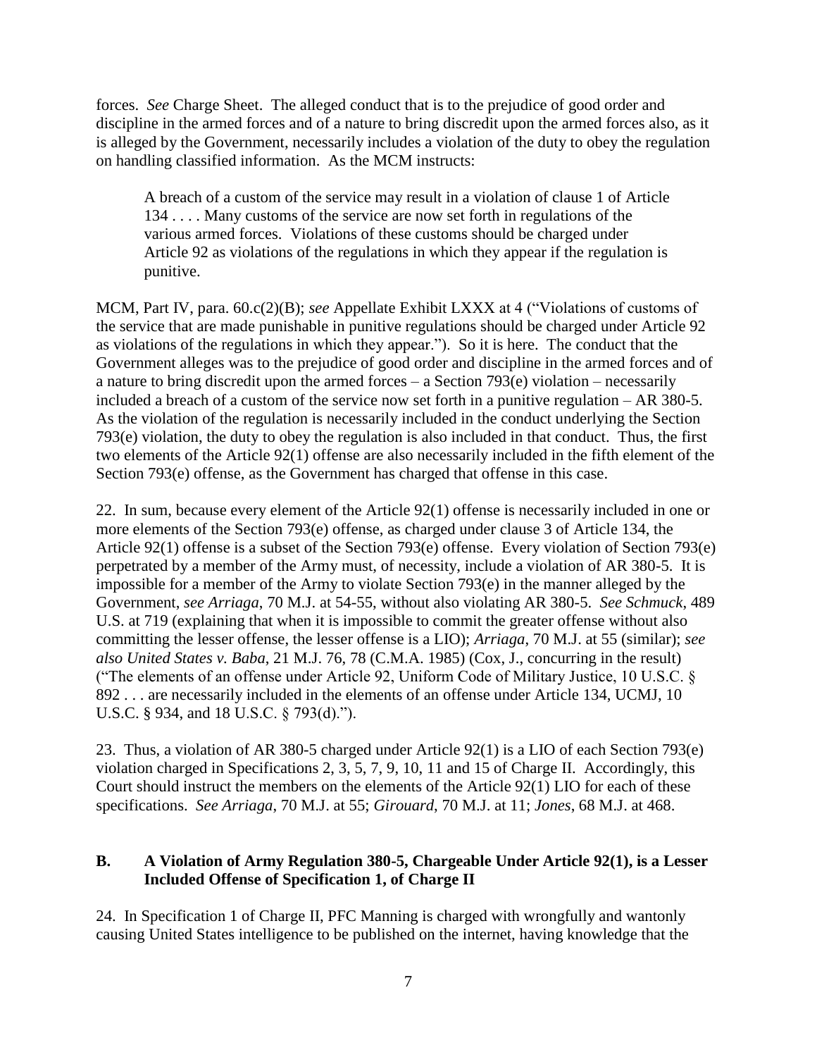forces. *See* Charge Sheet. The alleged conduct that is to the prejudice of good order and discipline in the armed forces and of a nature to bring discredit upon the armed forces also, as it is alleged by the Government, necessarily includes a violation of the duty to obey the regulation on handling classified information. As the MCM instructs:

> A breach of a custom of the service may result in a violation of clause 1 of Article 134 . . . . Many customs of the service are now set forth in regulations of the various armed forces. Violations of these customs should be charged under Article 92 as violations of the regulations in which they appear if the regulation is punitive.

MCM, Part IV, para. 60.c(2)(B); *see* Appellate Exhibit LXXX at 4 ("Violations of customs of the service that are made punishable in punitive regulations should be charged under Article 92 as violations of the regulations in which they appear."). So it is here. The conduct that the Government alleges was to the prejudice of good order and discipline in the armed forces and of a nature to bring discredit upon the armed forces – a Section 793(e) violation – necessarily included a breach of a custom of the service now set forth in a punitive regulation – AR 380-5. As the violation of the regulation is necessarily included in the conduct underlying the Section 793(e) violation, the duty to obey the regulation is also included in that conduct. Thus, the first two elements of the Article 92(1) offense are also necessarily included in the fifth element of the Section 793(e) offense, as the Government has charged that offense in this case.

22. In sum, because every element of the Article 92(1) offense is necessarily included in one or more elements of the Section 793(e) offense, as charged under clause 3 of Article 134, the Article 92(1) offense is a subset of the Section 793(e) offense. Every violation of Section 793(e) perpetrated by a member of the Army must, of necessity, include a violation of AR 380-5. It is impossible for a member of the Army to violate Section 793(e) in the manner alleged by the Government, *see Arriaga*, 70 M.J. at 54-55, without also violating AR 380-5. *See Schmuck*, 489 U.S. at 719 (explaining that when it is impossible to commit the greater offense without also committing the lesser offense, the lesser offense is a LIO); *Arriaga*, 70 M.J. at 55 (similar); *see also United States v. Baba*, 21 M.J. 76, 78 (C.M.A. 1985) (Cox, J., concurring in the result) ("The elements of an offense under Article 92, Uniform Code of Military Justice, 10 U.S.C. § 892 . . . are necessarily included in the elements of an offense under Article 134, UCMJ, 10 U.S.C. § 934, and 18 U.S.C. § 793(d).").

23. Thus, a violation of AR 380-5 charged under Article 92(1) is a LIO of each Section 793(e) violation charged in Specifications 2, 3, 5, 7, 9, 10, 11 and 15 of Charge II. Accordingly, this Court should instruct the members on the elements of the Article 92(1) LIO for each of these specifications. *See Arriaga*, 70 M.J. at 55; *Girouard*, 70 M.J. at 11; *Jones*, 68 M.J. at 468.

## B. A Violation of Army Regulation 380-5, Chargeable Under Article 92(1), is a Lesser Included Offense of Specification 1, of Charge II

24. In Specification 1 of Charge II, PFC Manning is charged with wrongfully and wantonly causing United States intelligence to be published on the internet, having knowledge that the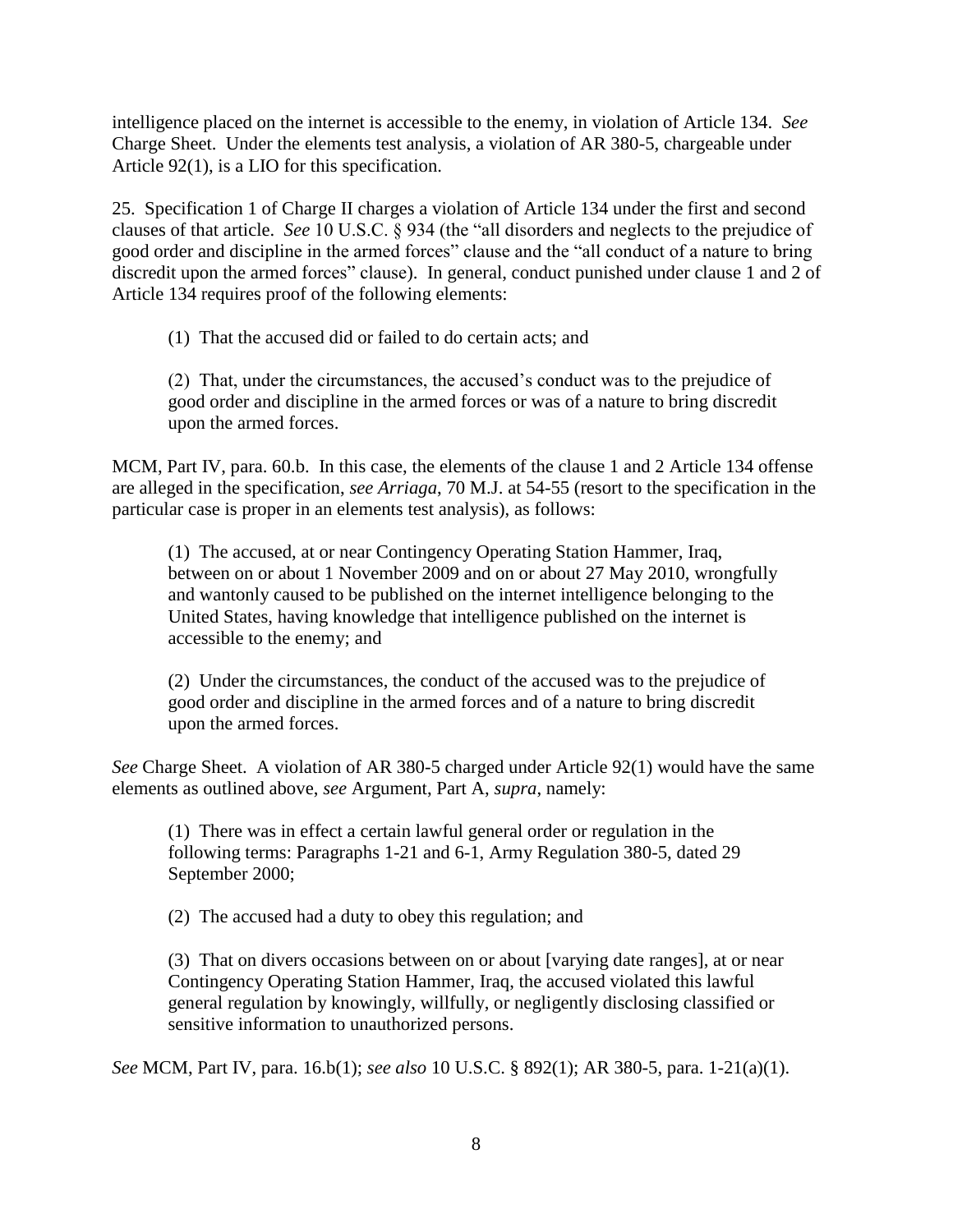intelligence placed on the internet is accessible to the enemy, in violation of Article 134. *See* Charge Sheet. Under the elements test analysis, a violation of AR 380-5, chargeable under Article 92(1), is a LIO for this specification.

25. Specification 1 of Charge II charges a violation of Article 134 under the first and second clauses of that article. *See* 10 U.S.C. § 934 (the "all disorders and neglects to the prejudice of good order and discipline in the armed forces" clause and the "all conduct of a nature to bring discredit upon the armed forces" clause). In general, conduct punished under clause 1 and 2 of Article 134 requires proof of the following elements:

> (1) That the accused did or failed to do certain acts; and
>
> (2) That, under the circumstances, the accused's conduct was to the prejudice of good order and discipline in the armed forces or was of a nature to bring discredit upon the armed forces.

MCM, Part IV, para. 60.b. In this case, the elements of the clause 1 and 2 Article 134 offense are alleged in the specification, *see Arriaga*, 70 M.J. at 54-55 (resort to the specification in the particular case is proper in an elements test analysis), as follows:

> (1) The accused, at or near Contingency Operating Station Hammer, Iraq, between on or about 1 November 2009 and on or about 27 May 2010, wrongfully and wantonly caused to be published on the internet intelligence belonging to the United States, having knowledge that intelligence published on the internet is accessible to the enemy; and
>
> (2) Under the circumstances, the conduct of the accused was to the prejudice of good order and discipline in the armed forces and of a nature to bring discredit upon the armed forces.

*See* Charge Sheet. A violation of AR 380-5 charged under Article 92(1) would have the same elements as outlined above, *see* Argument, Part A, *supra*, namely:

> (1) There was in effect a certain lawful general order or regulation in the following terms: Paragraphs 1-21 and 6-1, Army Regulation 380-5, dated 29 September 2000;
>
> (2) The accused had a duty to obey this regulation; and
>
> (3) That on divers occasions between on or about [varying date ranges], at or near Contingency Operating Station Hammer, Iraq, the accused violated this lawful general regulation by knowingly, willfully, or negligently disclosing classified or sensitive information to unauthorized persons.

*See* MCM, Part IV, para. 16.b(1); *see also* 10 U.S.C. § 892(1); AR 380-5, para. 1-21(a)(1).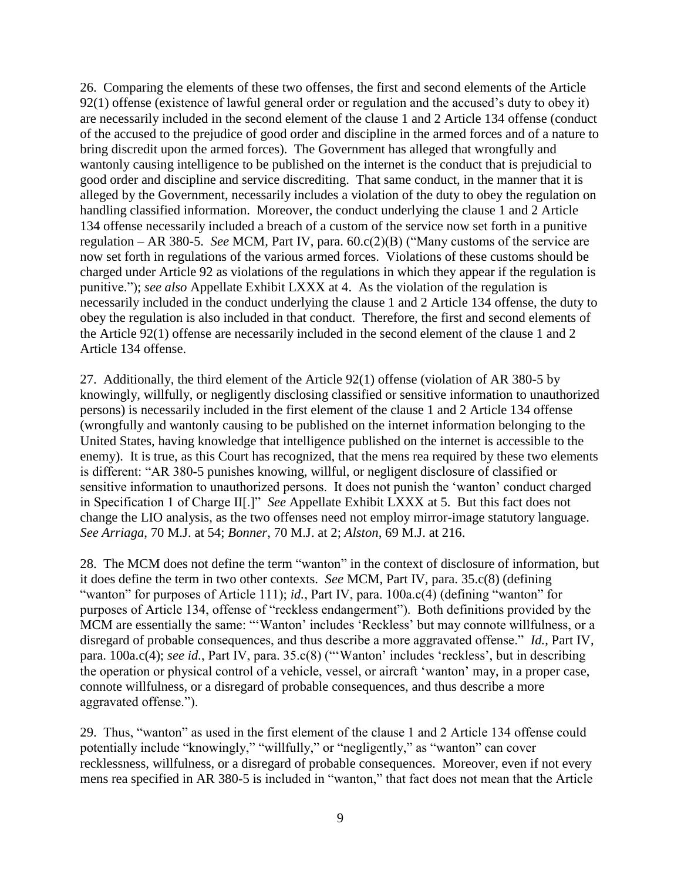26. Comparing the elements of these two offenses, the first and second elements of the Article 92(1) offense (existence of lawful general order or regulation and the accused's duty to obey it) are necessarily included in the second element of the clause 1 and 2 Article 134 offense (conduct of the accused to the prejudice of good order and discipline in the armed forces and of a nature to bring discredit upon the armed forces). The Government has alleged that wrongfully and wantonly causing intelligence to be published on the internet is the conduct that is prejudicial to good order and discipline and service discrediting. That same conduct, in the manner that it is alleged by the Government, necessarily includes a violation of the duty to obey the regulation on handling classified information. Moreover, the conduct underlying the clause 1 and 2 Article 134 offense necessarily included a breach of a custom of the service now set forth in a punitive regulation – AR 380-5. *See* MCM, Part IV, para. 60.c(2)(B) ("Many customs of the service are now set forth in regulations of the various armed forces. Violations of these customs should be charged under Article 92 as violations of the regulations in which they appear if the regulation is punitive."); *see also* Appellate Exhibit LXXX at 4. As the violation of the regulation is necessarily included in the conduct underlying the clause 1 and 2 Article 134 offense, the duty to obey the regulation is also included in that conduct. Therefore, the first and second elements of the Article 92(1) offense are necessarily included in the second element of the clause 1 and 2 Article 134 offense.

27. Additionally, the third element of the Article 92(1) offense (violation of AR 380-5 by knowingly, willfully, or negligently disclosing classified or sensitive information to unauthorized persons) is necessarily included in the first element of the clause 1 and 2 Article 134 offense (wrongfully and wantonly causing to be published on the internet information belonging to the United States, having knowledge that intelligence published on the internet is accessible to the enemy). It is true, as this Court has recognized, that the mens rea required by these two elements is different: "AR 380-5 punishes knowing, willful, or negligent disclosure of classified or sensitive information to unauthorized persons. It does not punish the 'wanton' conduct charged in Specification 1 of Charge II[.]" *See* Appellate Exhibit LXXX at 5. But this fact does not change the LIO analysis, as the two offenses need not employ mirror-image statutory language. *See Arriaga*, 70 M.J. at 54; *Bonner*, 70 M.J. at 2; *Alston*, 69 M.J. at 216.

28. The MCM does not define the term "wanton" in the context of disclosure of information, but it does define the term in two other contexts. *See* MCM, Part IV, para. 35.c(8) (defining "wanton" for purposes of Article 111); *id.*, Part IV, para. 100a.c(4) (defining "wanton" for purposes of Article 134, offense of "reckless endangerment"). Both definitions provided by the MCM are essentially the same: "'Wanton' includes 'Reckless' but may connote willfulness, or a disregard of probable consequences, and thus describe a more aggravated offense." *Id.*, Part IV, para. 100a.c(4); *see id.*, Part IV, para. 35.c(8) ("'Wanton' includes 'reckless', but in describing the operation or physical control of a vehicle, vessel, or aircraft 'wanton' may, in a proper case, connote willfulness, or a disregard of probable consequences, and thus describe a more aggravated offense.").

29. Thus, "wanton" as used in the first element of the clause 1 and 2 Article 134 offense could potentially include "knowingly," "willfully," or "negligently," as "wanton" can cover recklessness, willfulness, or a disregard of probable consequences. Moreover, even if not every mens rea specified in AR 380-5 is included in "wanton," that fact does not mean that the Article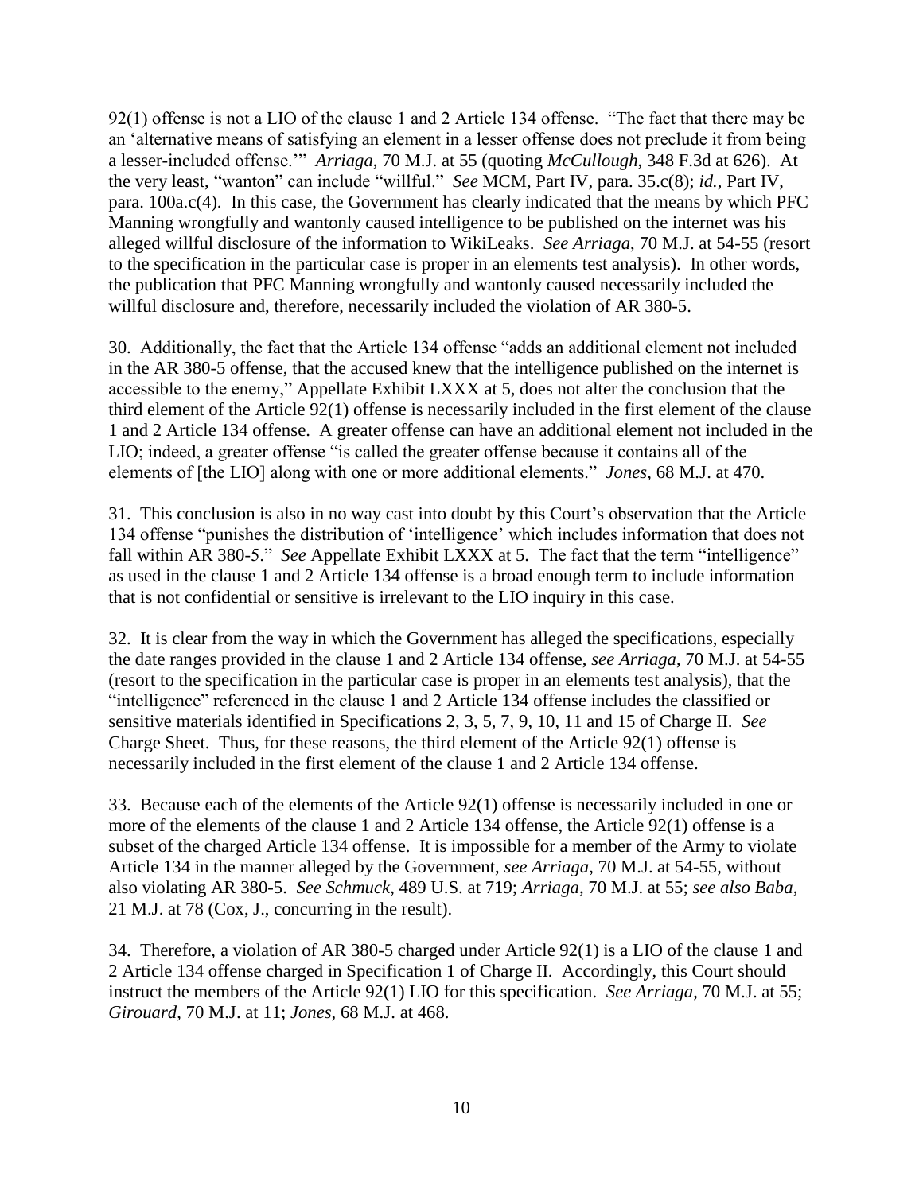92(1) offense is not a LIO of the clause 1 and 2 Article 134 offense. "The fact that there may be an 'alternative means of satisfying an element in a lesser offense does not preclude it from being a lesser-included offense.'" *Arriaga*, 70 M.J. at 55 (quoting *McCullough*, 348 F.3d at 626). At the very least, "wanton" can include "willful." *See* MCM, Part IV, para. 35.c(8); *id.*, Part IV, para. 100a.c(4). In this case, the Government has clearly indicated that the means by which PFC Manning wrongfully and wantonly caused intelligence to be published on the internet was his alleged willful disclosure of the information to WikiLeaks. *See Arriaga*, 70 M.J. at 54-55 (resort to the specification in the particular case is proper in an elements test analysis). In other words, the publication that PFC Manning wrongfully and wantonly caused necessarily included the willful disclosure and, therefore, necessarily included the violation of AR 380-5.

30. Additionally, the fact that the Article 134 offense "adds an additional element not included in the AR 380-5 offense, that the accused knew that the intelligence published on the internet is accessible to the enemy," Appellate Exhibit LXXX at 5, does not alter the conclusion that the third element of the Article 92(1) offense is necessarily included in the first element of the clause 1 and 2 Article 134 offense. A greater offense can have an additional element not included in the LIO; indeed, a greater offense "is called the greater offense because it contains all of the elements of [the LIO] along with one or more additional elements." *Jones*, 68 M.J. at 470.

31. This conclusion is also in no way cast into doubt by this Court's observation that the Article 134 offense "punishes the distribution of 'intelligence' which includes information that does not fall within AR 380-5." *See* Appellate Exhibit LXXX at 5. The fact that the term "intelligence" as used in the clause 1 and 2 Article 134 offense is a broad enough term to include information that is not confidential or sensitive is irrelevant to the LIO inquiry in this case.

32. It is clear from the way in which the Government has alleged the specifications, especially the date ranges provided in the clause 1 and 2 Article 134 offense, *see Arriaga*, 70 M.J. at 54-55 (resort to the specification in the particular case is proper in an elements test analysis), that the "intelligence" referenced in the clause 1 and 2 Article 134 offense includes the classified or sensitive materials identified in Specifications 2, 3, 5, 7, 9, 10, 11 and 15 of Charge II. *See* Charge Sheet. Thus, for these reasons, the third element of the Article 92(1) offense is necessarily included in the first element of the clause 1 and 2 Article 134 offense.

33. Because each of the elements of the Article 92(1) offense is necessarily included in one or more of the elements of the clause 1 and 2 Article 134 offense, the Article 92(1) offense is a subset of the charged Article 134 offense. It is impossible for a member of the Army to violate Article 134 in the manner alleged by the Government, *see Arriaga*, 70 M.J. at 54-55, without also violating AR 380-5. *See Schmuck*, 489 U.S. at 719; *Arriaga*, 70 M.J. at 55; *see also Baba*, 21 M.J. at 78 (Cox, J., concurring in the result).

34. Therefore, a violation of AR 380-5 charged under Article 92(1) is a LIO of the clause 1 and 2 Article 134 offense charged in Specification 1 of Charge II. Accordingly, this Court should instruct the members of the Article 92(1) LIO for this specification. *See Arriaga*, 70 M.J. at 55; *Girouard*, 70 M.J. at 11; *Jones*, 68 M.J. at 468.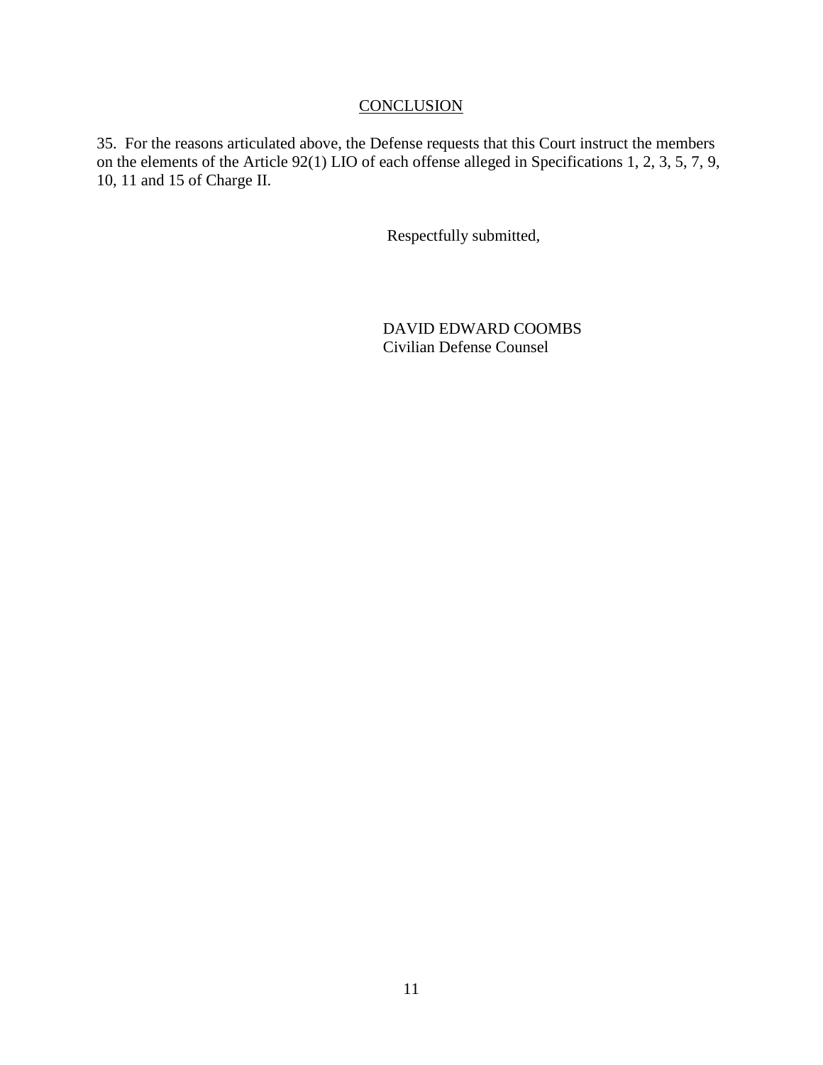## CONCLUSION

35. For the reasons articulated above, the Defense requests that this Court instruct the members on the elements of the Article 92(1) LIO of each offense alleged in Specifications 1, 2, 3, 5, 7, 9, 10, 11 and 15 of Charge II.

Respectfully submitted,

DAVID EDWARD COOMBS
Civilian Defense Counsel